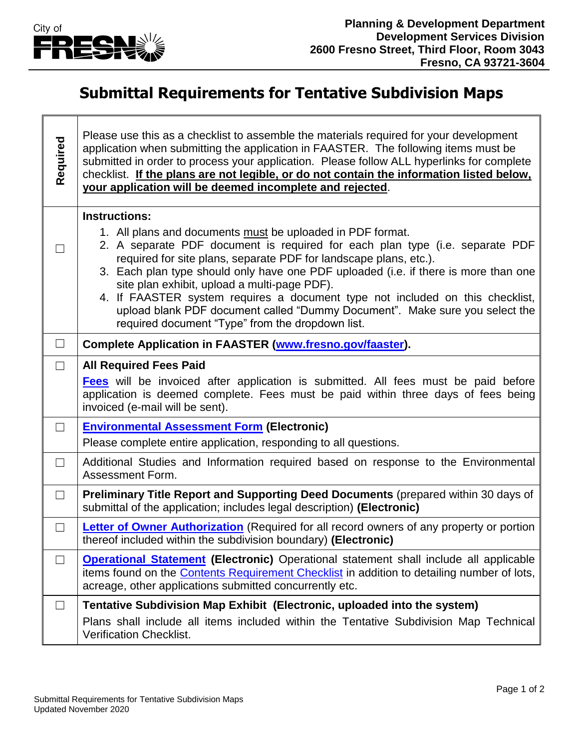City of FRESNO

**Planning & Development Department**
**Development Services Division**
**2600 Fresno Street, Third Floor, Room 3043**
**Fresno, CA 93721-3604**

# Submittal Requirements for Tentative Subdivision Maps

| Required | Please use this as a checklist to assemble the materials required for your development application when submitting the application in FAASTER. The following items must be submitted in order to process your application. Please follow ALL hyperlinks for complete checklist. **<u>If the plans are not legible, or do not contain the information listed below, your application will be deemed incomplete and rejected</u>**. |
|---|---|
| ☐ | **Instructions:**<br>1. All plans and documents <u>must</u> be uploaded in PDF format.<br>2. A separate PDF document is required for each plan type (i.e. separate PDF required for site plans, separate PDF for landscape plans, etc.).<br>3. Each plan type should only have one PDF uploaded (i.e. if there is more than one site plan exhibit, upload a multi-page PDF).<br>4. If FAASTER system requires a document type not included on this checklist, upload blank PDF document called "Dummy Document". Make sure you select the required document "Type" from the dropdown list. |
| ☐ | **Complete Application in FAASTER (www.fresno.gov/faaster).** |
| ☐ | **All Required Fees Paid**<br>**Fees** will be invoiced after application is submitted. All fees must be paid before application is deemed complete. Fees must be paid within three days of fees being invoiced (e-mail will be sent). |
| ☐ | **Environmental Assessment Form (Electronic)**<br>Please complete entire application, responding to all questions. |
| ☐ | Additional Studies and Information required based on response to the Environmental Assessment Form. |
| ☐ | **Preliminary Title Report and Supporting Deed Documents** (prepared within 30 days of submittal of the application; includes legal description) **(Electronic)** |
| ☐ | **Letter of Owner Authorization** (Required for all record owners of any property or portion thereof included within the subdivision boundary) **(Electronic)** |
| ☐ | **Operational Statement (Electronic)** Operational statement shall include all applicable items found on the Contents Requirement Checklist in addition to detailing number of lots, acreage, other applications submitted concurrently etc. |
| ☐ | **Tentative Subdivision Map Exhibit (Electronic, uploaded into the system)**<br>Plans shall include all items included within the Tentative Subdivision Map Technical Verification Checklist. |

Submittal Requirements for Tentative Subdivision Maps
Updated November 2020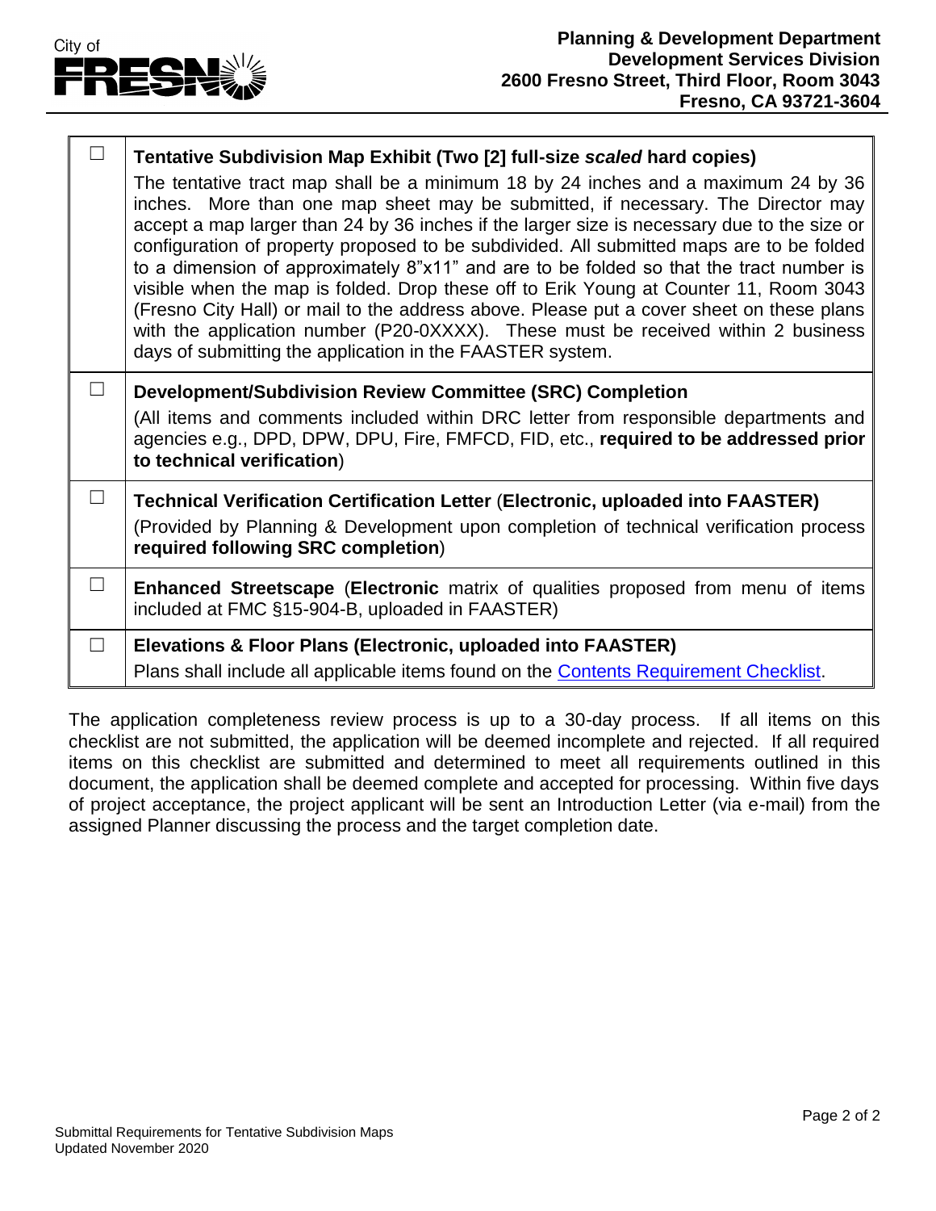City of FRESNO

**Planning & Development Department**
**Development Services Division**
**2600 Fresno Street, Third Floor, Room 3043**
**Fresno, CA 93721-3604**

| | |
|---|---|
| ☐ | **Tentative Subdivision Map Exhibit (Two [2] full-size *scaled* hard copies)**<br>The tentative tract map shall be a minimum 18 by 24 inches and a maximum 24 by 36 inches. More than one map sheet may be submitted, if necessary. The Director may accept a map larger than 24 by 36 inches if the larger size is necessary due to the size or configuration of property proposed to be subdivided. All submitted maps are to be folded to a dimension of approximately 8"x11" and are to be folded so that the tract number is visible when the map is folded. Drop these off to Erik Young at Counter 11, Room 3043 (Fresno City Hall) or mail to the address above. Please put a cover sheet on these plans with the application number (P20-0XXXX). These must be received within 2 business days of submitting the application in the FAASTER system. |
| ☐ | **Development/Subdivision Review Committee (SRC) Completion**<br>(All items and comments included within DRC letter from responsible departments and agencies e.g., DPD, DPW, DPU, Fire, FMFCD, FID, etc., **required to be addressed prior to technical verification**) |
| ☐ | **Technical Verification Certification Letter** (**Electronic, uploaded into FAASTER)**<br>(Provided by Planning & Development upon completion of technical verification process **required following SRC completion**) |
| ☐ | **Enhanced Streetscape** (**Electronic** matrix of qualities proposed from menu of items included at FMC §15-904-B, uploaded in FAASTER) |
| ☐ | **Elevations & Floor Plans (Electronic, uploaded into FAASTER)**<br>Plans shall include all applicable items found on the Contents Requirement Checklist. |

The application completeness review process is up to a 30-day process. If all items on this checklist are not submitted, the application will be deemed incomplete and rejected. If all required items on this checklist are submitted and determined to meet all requirements outlined in this document, the application shall be deemed complete and accepted for processing. Within five days of project acceptance, the project applicant will be sent an Introduction Letter (via e-mail) from the assigned Planner discussing the process and the target completion date.

Submittal Requirements for Tentative Subdivision Maps
Updated November 2020